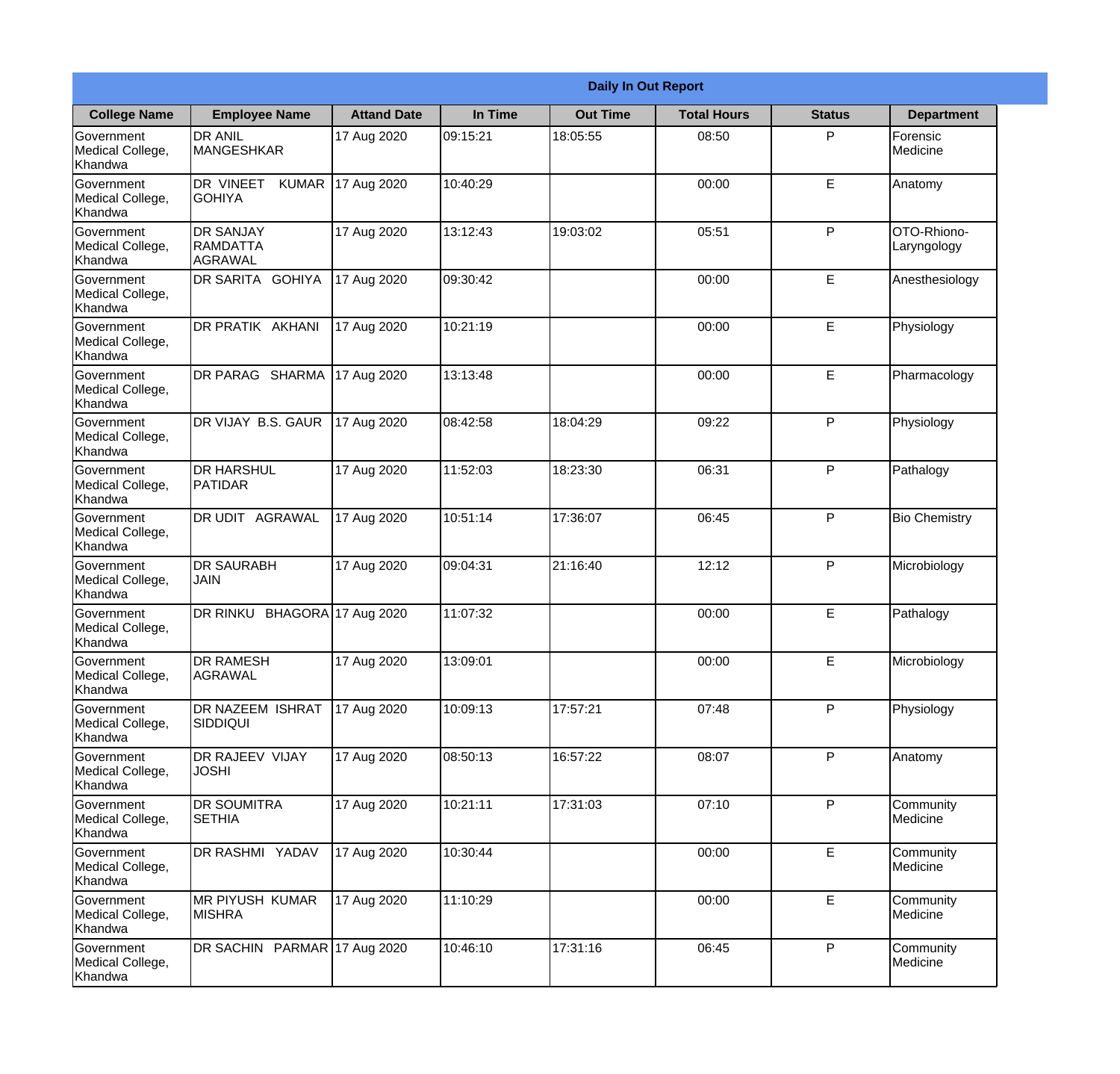# Daily In Out Report

| College Name | Employee Name | Attand Date | In Time | Out Time | Total Hours | Status | Department |
|---|---|---|---|---|---|---|---|
| Government Medical College, Khandwa | DR ANIL MANGESHKAR | 17 Aug 2020 | 09:15:21 | 18:05:55 | 08:50 | P | Forensic Medicine |
| Government Medical College, Khandwa | DR VINEET KUMAR GOHIYA | 17 Aug 2020 | 10:40:29 | | 00:00 | E | Anatomy |
| Government Medical College, Khandwa | DR SANJAY RAMDATTA AGRAWAL | 17 Aug 2020 | 13:12:43 | 19:03:02 | 05:51 | P | OTO-Rhiono-Laryngology |
| Government Medical College, Khandwa | DR SARITA GOHIYA | 17 Aug 2020 | 09:30:42 | | 00:00 | E | Anesthesiology |
| Government Medical College, Khandwa | DR PRATIK AKHANI | 17 Aug 2020 | 10:21:19 | | 00:00 | E | Physiology |
| Government Medical College, Khandwa | DR PARAG SHARMA | 17 Aug 2020 | 13:13:48 | | 00:00 | E | Pharmacology |
| Government Medical College, Khandwa | DR VIJAY B.S. GAUR | 17 Aug 2020 | 08:42:58 | 18:04:29 | 09:22 | P | Physiology |
| Government Medical College, Khandwa | DR HARSHUL PATIDAR | 17 Aug 2020 | 11:52:03 | 18:23:30 | 06:31 | P | Pathalogy |
| Government Medical College, Khandwa | DR UDIT AGRAWAL | 17 Aug 2020 | 10:51:14 | 17:36:07 | 06:45 | P | Bio Chemistry |
| Government Medical College, Khandwa | DR SAURABH JAIN | 17 Aug 2020 | 09:04:31 | 21:16:40 | 12:12 | P | Microbiology |
| Government Medical College, Khandwa | DR RINKU BHAGORA | 17 Aug 2020 | 11:07:32 | | 00:00 | E | Pathalogy |
| Government Medical College, Khandwa | DR RAMESH AGRAWAL | 17 Aug 2020 | 13:09:01 | | 00:00 | E | Microbiology |
| Government Medical College, Khandwa | DR NAZEEM ISHRAT SIDDIQUI | 17 Aug 2020 | 10:09:13 | 17:57:21 | 07:48 | P | Physiology |
| Government Medical College, Khandwa | DR RAJEEV VIJAY JOSHI | 17 Aug 2020 | 08:50:13 | 16:57:22 | 08:07 | P | Anatomy |
| Government Medical College, Khandwa | DR SOUMITRA SETHIA | 17 Aug 2020 | 10:21:11 | 17:31:03 | 07:10 | P | Community Medicine |
| Government Medical College, Khandwa | DR RASHMI YADAV | 17 Aug 2020 | 10:30:44 | | 00:00 | E | Community Medicine |
| Government Medical College, Khandwa | MR PIYUSH KUMAR MISHRA | 17 Aug 2020 | 11:10:29 | | 00:00 | E | Community Medicine |
| Government Medical College, Khandwa | DR SACHIN PARMAR | 17 Aug 2020 | 10:46:10 | 17:31:16 | 06:45 | P | Community Medicine |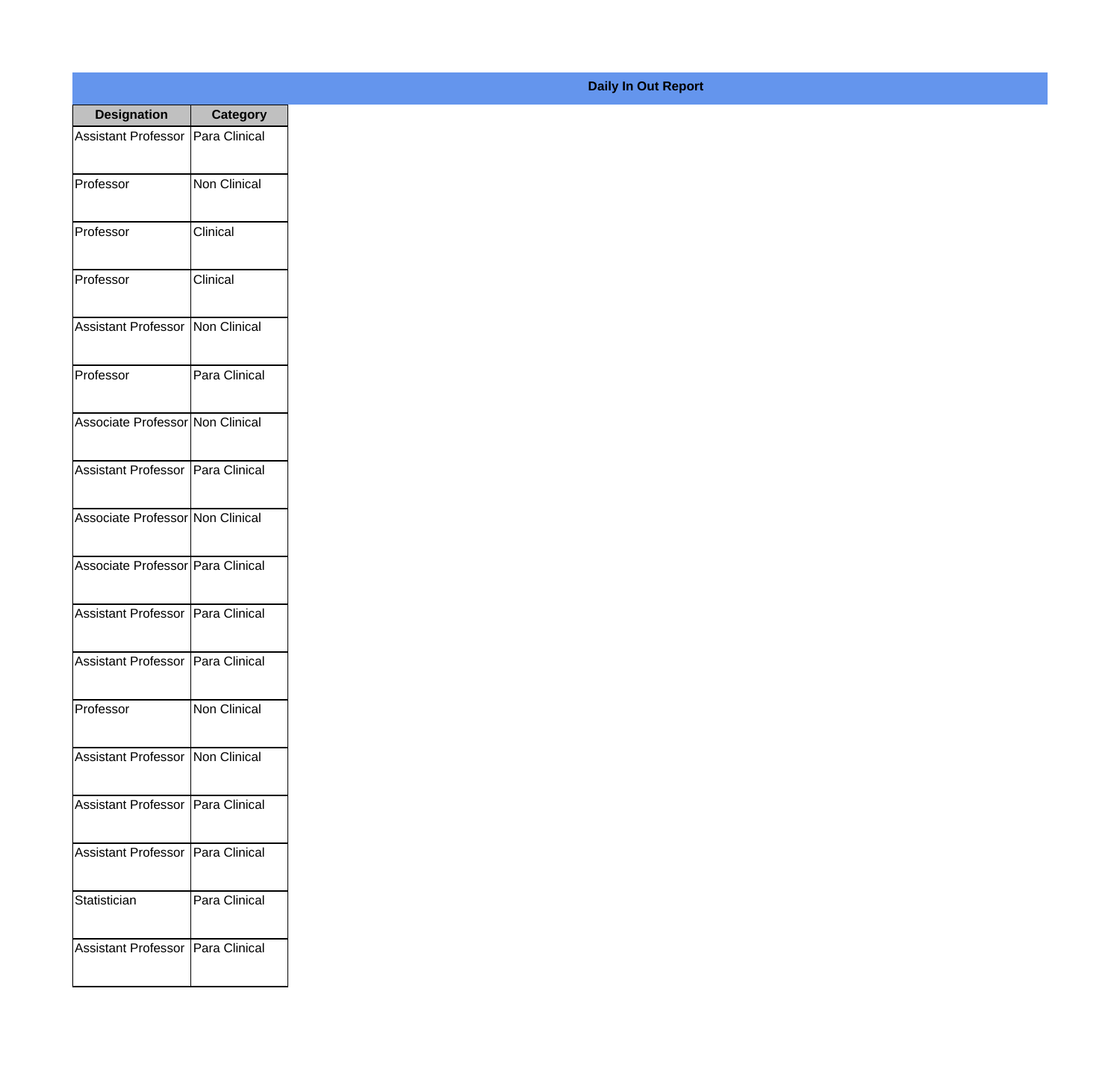**Daily In Out Report**

| Designation | Category |
| --- | --- |
| Assistant Professor | Para Clinical |
| Professor | Non Clinical |
| Professor | Clinical |
| Professor | Clinical |
| Assistant Professor | Non Clinical |
| Professor | Para Clinical |
| Associate Professor | Non Clinical |
| Assistant Professor | Para Clinical |
| Associate Professor | Non Clinical |
| Associate Professor | Para Clinical |
| Assistant Professor | Para Clinical |
| Assistant Professor | Para Clinical |
| Professor | Non Clinical |
| Assistant Professor | Non Clinical |
| Assistant Professor | Para Clinical |
| Assistant Professor | Para Clinical |
| Statistician | Para Clinical |
| Assistant Professor | Para Clinical |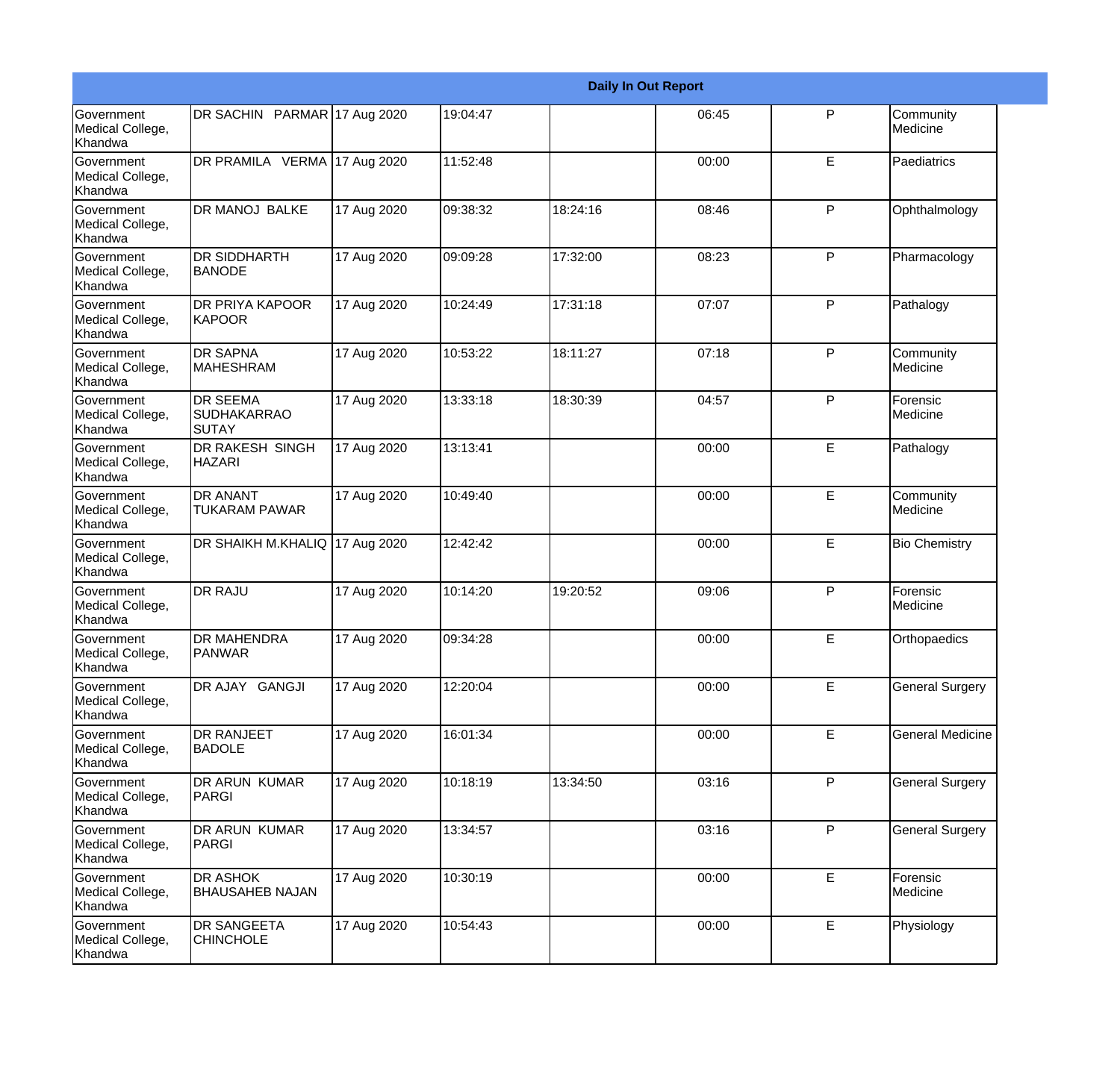| Daily In Out Report | | | | | | | |
|---|---|---|---|---|---|---|---|
| Government Medical College, Khandwa | DR SACHIN PARMAR | 17 Aug 2020 | 19:04:47 | | 06:45 | P | Community Medicine |
| Government Medical College, Khandwa | DR PRAMILA VERMA | 17 Aug 2020 | 11:52:48 | | 00:00 | E | Paediatrics |
| Government Medical College, Khandwa | DR MANOJ BALKE | 17 Aug 2020 | 09:38:32 | 18:24:16 | 08:46 | P | Ophthalmology |
| Government Medical College, Khandwa | DR SIDDHARTH BANODE | 17 Aug 2020 | 09:09:28 | 17:32:00 | 08:23 | P | Pharmacology |
| Government Medical College, Khandwa | DR PRIYA KAPOOR KAPOOR | 17 Aug 2020 | 10:24:49 | 17:31:18 | 07:07 | P | Pathalogy |
| Government Medical College, Khandwa | DR SAPNA MAHESHRAM | 17 Aug 2020 | 10:53:22 | 18:11:27 | 07:18 | P | Community Medicine |
| Government Medical College, Khandwa | DR SEEMA SUDHAKARRAO SUTAY | 17 Aug 2020 | 13:33:18 | 18:30:39 | 04:57 | P | Forensic Medicine |
| Government Medical College, Khandwa | DR RAKESH SINGH HAZARI | 17 Aug 2020 | 13:13:41 | | 00:00 | E | Pathalogy |
| Government Medical College, Khandwa | DR ANANT TUKARAM PAWAR | 17 Aug 2020 | 10:49:40 | | 00:00 | E | Community Medicine |
| Government Medical College, Khandwa | DR SHAIKH M.KHALIQ | 17 Aug 2020 | 12:42:42 | | 00:00 | E | Bio Chemistry |
| Government Medical College, Khandwa | DR RAJU | 17 Aug 2020 | 10:14:20 | 19:20:52 | 09:06 | P | Forensic Medicine |
| Government Medical College, Khandwa | DR MAHENDRA PANWAR | 17 Aug 2020 | 09:34:28 | | 00:00 | E | Orthopaedics |
| Government Medical College, Khandwa | DR AJAY GANGJI | 17 Aug 2020 | 12:20:04 | | 00:00 | E | General Surgery |
| Government Medical College, Khandwa | DR RANJEET BADOLE | 17 Aug 2020 | 16:01:34 | | 00:00 | E | General Medicine |
| Government Medical College, Khandwa | DR ARUN KUMAR PARGI | 17 Aug 2020 | 10:18:19 | 13:34:50 | 03:16 | P | General Surgery |
| Government Medical College, Khandwa | DR ARUN KUMAR PARGI | 17 Aug 2020 | 13:34:57 | | 03:16 | P | General Surgery |
| Government Medical College, Khandwa | DR ASHOK BHAUSAHEB NAJAN | 17 Aug 2020 | 10:30:19 | | 00:00 | E | Forensic Medicine |
| Government Medical College, Khandwa | DR SANGEETA CHINCHOLE | 17 Aug 2020 | 10:54:43 | | 00:00 | E | Physiology |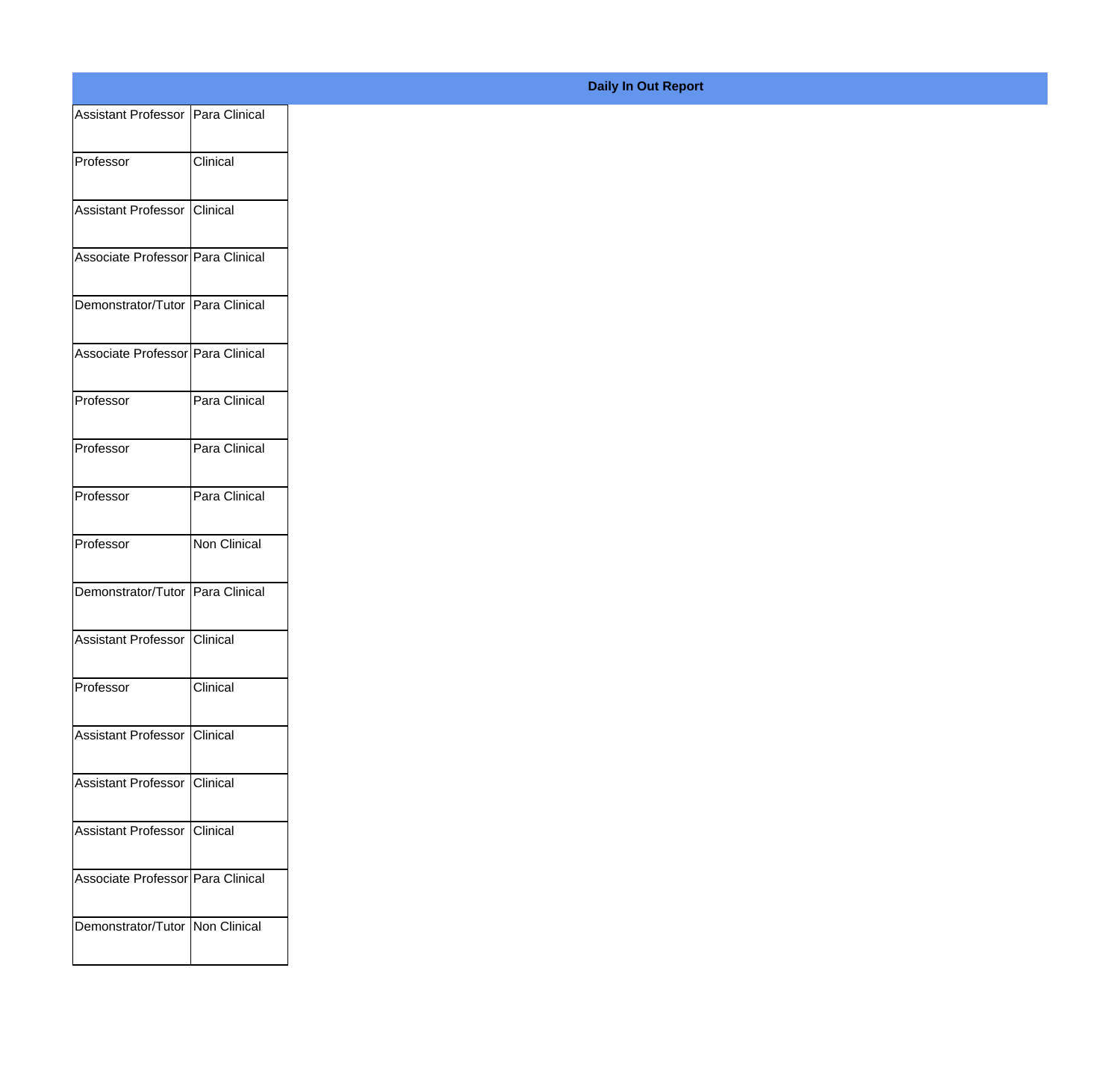**Daily In Out Report**

| | |
|---|---|
| Assistant Professor | Para Clinical |
| Professor | Clinical |
| Assistant Professor | Clinical |
| Associate Professor | Para Clinical |
| Demonstrator/Tutor | Para Clinical |
| Associate Professor | Para Clinical |
| Professor | Para Clinical |
| Professor | Para Clinical |
| Professor | Para Clinical |
| Professor | Non Clinical |
| Demonstrator/Tutor | Para Clinical |
| Assistant Professor | Clinical |
| Professor | Clinical |
| Assistant Professor | Clinical |
| Assistant Professor | Clinical |
| Assistant Professor | Clinical |
| Associate Professor | Para Clinical |
| Demonstrator/Tutor | Non Clinical |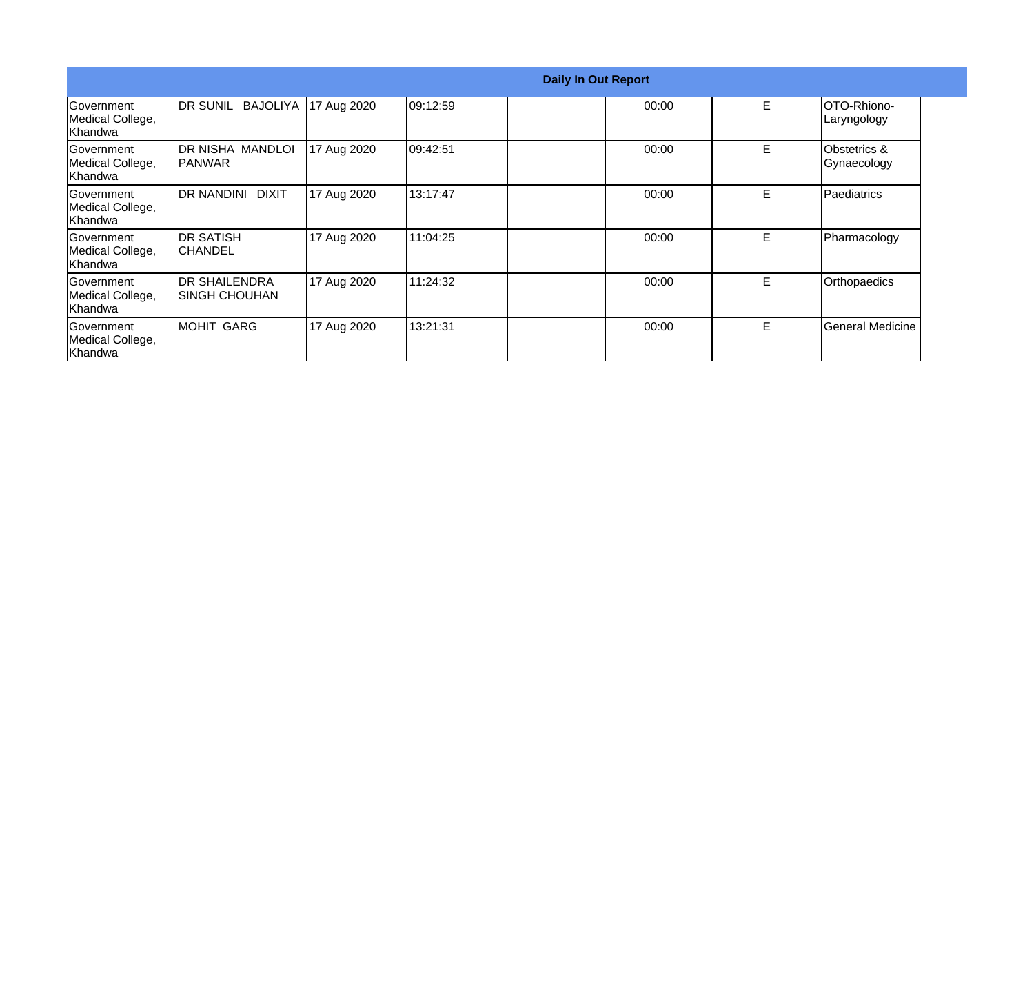| Daily In Out Report | | | | | | | |
|---|---|---|---|---|---|---|---|
| Government Medical College, Khandwa | DR SUNIL BAJOLIYA | 17 Aug 2020 | 09:12:59 | | 00:00 | E | OTO-Rhiono-Laryngology |
| Government Medical College, Khandwa | DR NISHA MANDLOI PANWAR | 17 Aug 2020 | 09:42:51 | | 00:00 | E | Obstetrics & Gynaecology |
| Government Medical College, Khandwa | DR NANDINI DIXIT | 17 Aug 2020 | 13:17:47 | | 00:00 | E | Paediatrics |
| Government Medical College, Khandwa | DR SATISH CHANDEL | 17 Aug 2020 | 11:04:25 | | 00:00 | E | Pharmacology |
| Government Medical College, Khandwa | DR SHAILENDRA SINGH CHOUHAN | 17 Aug 2020 | 11:24:32 | | 00:00 | E | Orthopaedics |
| Government Medical College, Khandwa | MOHIT GARG | 17 Aug 2020 | 13:21:31 | | 00:00 | E | General Medicine |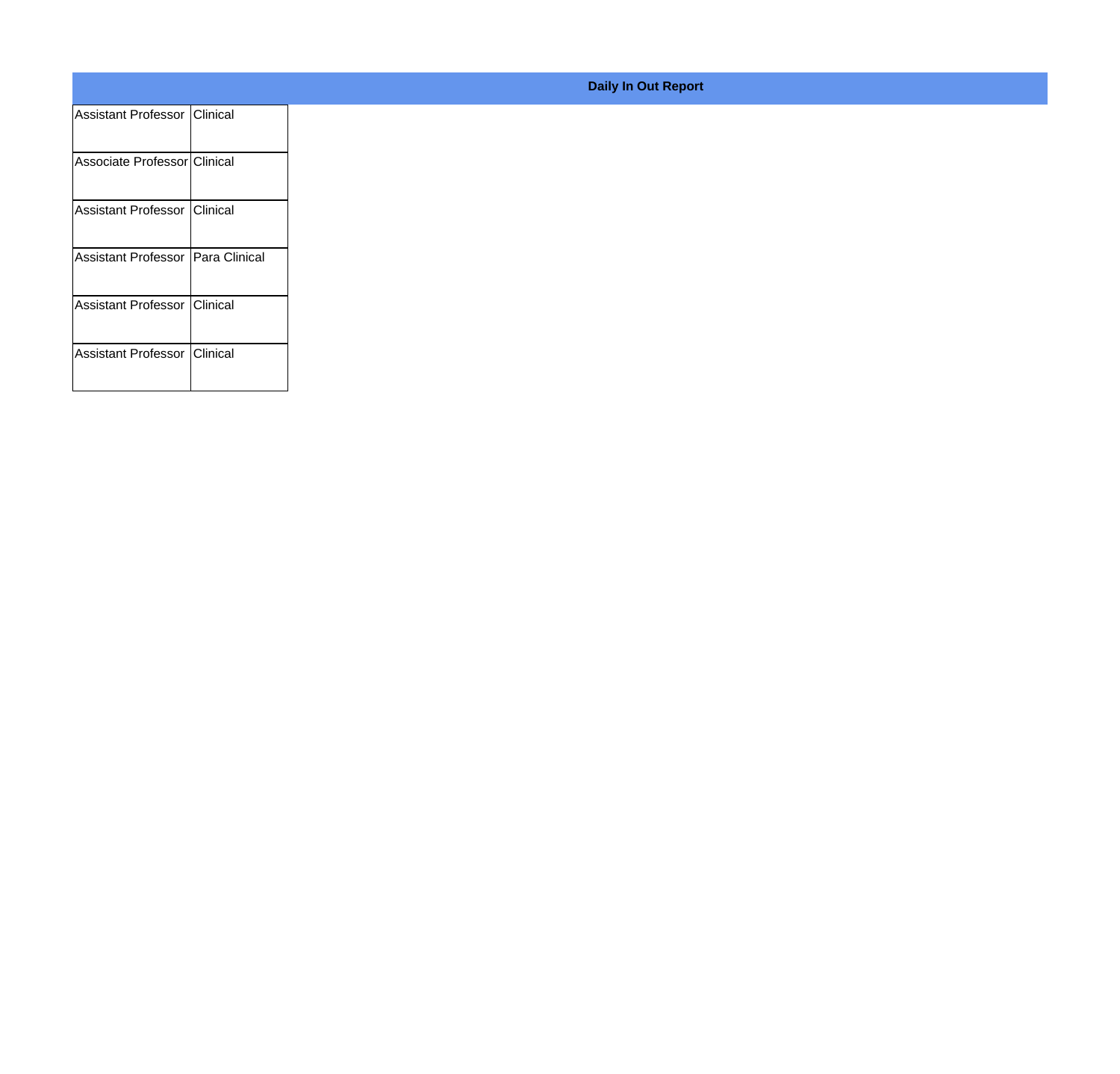**Daily In Out Report**

| | |
|---|---|
| Assistant Professor | Clinical |
| Associate Professor | Clinical |
| Assistant Professor | Clinical |
| Assistant Professor | Para Clinical |
| Assistant Professor | Clinical |
| Assistant Professor | Clinical |